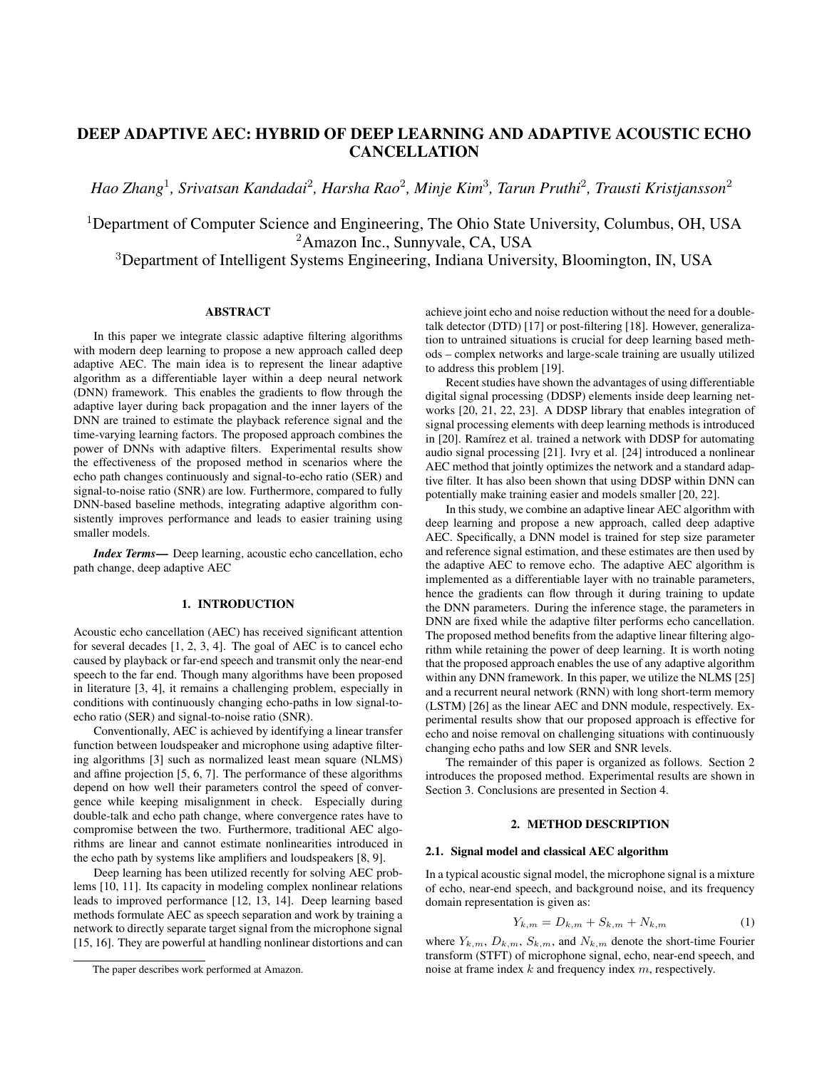# DEEP ADAPTIVE AEC: HYBRID OF DEEP LEARNING AND ADAPTIVE ACOUSTIC ECHO CANCELLATION

*Hao Zhang*[1]*, Srivatsan Kandadai*[2]*, Harsha Rao*[2]*, Minje Kim*[3]*, Tarun Pruthi*[2]*, Trausti Kristjansson*[2]

[1]Department of Computer Science and Engineering, The Ohio State University, Columbus, OH, USA
[2]Amazon Inc., Sunnyvale, CA, USA
[3]Department of Intelligent Systems Engineering, Indiana University, Bloomington, IN, USA

## ABSTRACT

In this paper we integrate classic adaptive filtering algorithms with modern deep learning to propose a new approach called deep adaptive AEC. The main idea is to represent the linear adaptive algorithm as a differentiable layer within a deep neural network (DNN) framework. This enables the gradients to flow through the adaptive layer during back propagation and the inner layers of the DNN are trained to estimate the playback reference signal and the time-varying learning factors. The proposed approach combines the power of DNNs with adaptive filters. Experimental results show the effectiveness of the proposed method in scenarios where the echo path changes continuously and signal-to-echo ratio (SER) and signal-to-noise ratio (SNR) are low. Furthermore, compared to fully DNN-based baseline methods, integrating adaptive algorithm consistently improves performance and leads to easier training using smaller models.

***Index Terms***— Deep learning, acoustic echo cancellation, echo path change, deep adaptive AEC

## 1. INTRODUCTION

Acoustic echo cancellation (AEC) has received significant attention for several decades [1, 2, 3, 4]. The goal of AEC is to cancel echo caused by playback or far-end speech and transmit only the near-end speech to the far end. Though many algorithms have been proposed in literature [3, 4], it remains a challenging problem, especially in conditions with continuously changing echo-paths in low signal-to-echo ratio (SER) and signal-to-noise ratio (SNR).

Conventionally, AEC is achieved by identifying a linear transfer function between loudspeaker and microphone using adaptive filtering algorithms [3] such as normalized least mean square (NLMS) and affine projection [5, 6, 7]. The performance of these algorithms depend on how well their parameters control the speed of convergence while keeping misalignment in check. Especially during double-talk and echo path change, where convergence rates have to compromise between the two. Furthermore, traditional AEC algorithms are linear and cannot estimate nonlinearities introduced in the echo path by systems like amplifiers and loudspeakers [8, 9].

Deep learning has been utilized recently for solving AEC problems [10, 11]. Its capacity in modeling complex nonlinear relations leads to improved performance [12, 13, 14]. Deep learning based methods formulate AEC as speech separation and work by training a network to directly separate target signal from the microphone signal [15, 16]. They are powerful at handling nonlinear distortions and can achieve joint echo and noise reduction without the need for a double-talk detector (DTD) [17] or post-filtering [18]. However, generalization to untrained situations is crucial for deep learning based methods – complex networks and large-scale training are usually utilized to address this problem [19].

Recent studies have shown the advantages of using differentiable digital signal processing (DDSP) elements inside deep learning networks [20, 21, 22, 23]. A DDSP library that enables integration of signal processing elements with deep learning methods is introduced in [20]. Ramírez et al. trained a network with DDSP for automating audio signal processing [21]. Ivry et al. [24] introduced a nonlinear AEC method that jointly optimizes the network and a standard adaptive filter. It has also been shown that using DDSP within DNN can potentially make training easier and models smaller [20, 22].

In this study, we combine an adaptive linear AEC algorithm with deep learning and propose a new approach, called deep adaptive AEC. Specifically, a DNN model is trained for step size parameter and reference signal estimation, and these estimates are then used by the adaptive AEC to remove echo. The adaptive AEC algorithm is implemented as a differentiable layer with no trainable parameters, hence the gradients can flow through it during training to update the DNN parameters. During the inference stage, the parameters in DNN are fixed while the adaptive filter performs echo cancellation. The proposed method benefits from the adaptive linear filtering algorithm while retaining the power of deep learning. It is worth noting that the proposed approach enables the use of any adaptive algorithm within any DNN framework. In this paper, we utilize the NLMS [25] and a recurrent neural network (RNN) with long short-term memory (LSTM) [26] as the linear AEC and DNN module, respectively. Experimental results show that our proposed approach is effective for echo and noise removal on challenging situations with continuously changing echo paths and low SER and SNR levels.

The remainder of this paper is organized as follows. Section 2 introduces the proposed method. Experimental results are shown in Section 3. Conclusions are presented in Section 4.

## 2. METHOD DESCRIPTION

### 2.1. Signal model and classical AEC algorithm

In a typical acoustic signal model, the microphone signal is a mixture of echo, near-end speech, and background noise, and its frequency domain representation is given as:

$$Y_{k,m} = D_{k,m} + S_{k,m} + N_{k,m} \tag{1}$$

where $Y_{k,m}$, $D_{k,m}$, $S_{k,m}$, and $N_{k,m}$ denote the short-time Fourier transform (STFT) of microphone signal, echo, near-end speech, and noise at frame index $k$ and frequency index $m$, respectively.

The paper describes work performed at Amazon.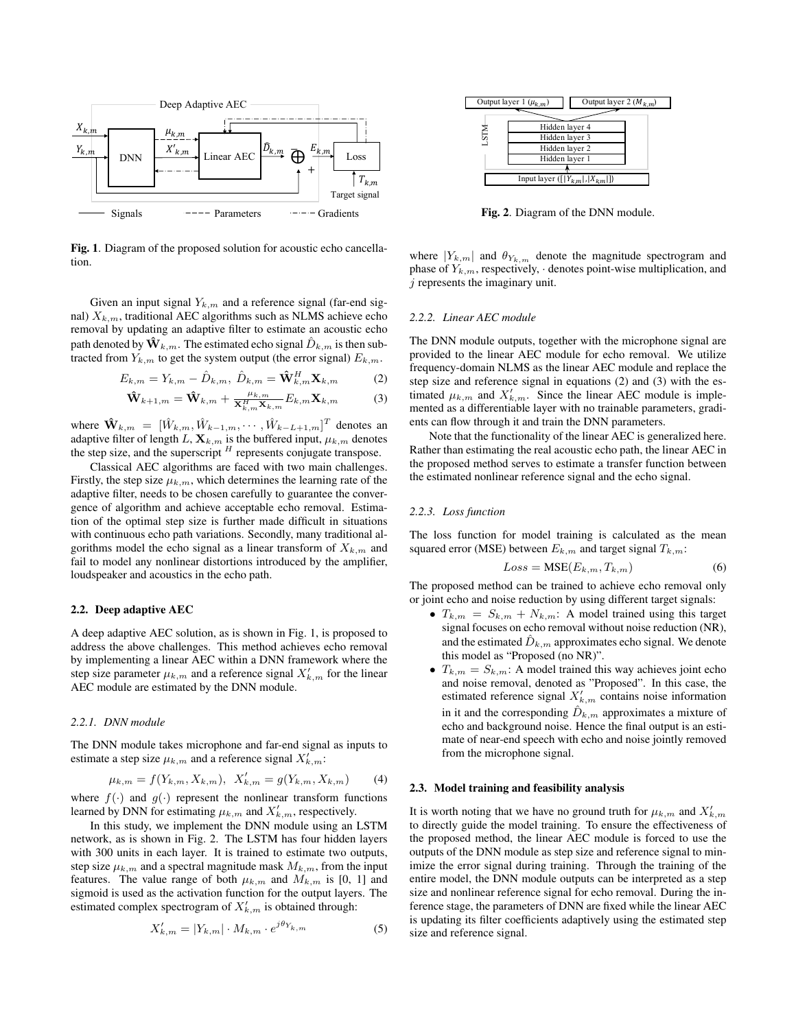Fig. 1. Diagram of the proposed solution for acoustic echo cancellation.

Given an input signal $Y_{k,m}$ and a reference signal (far-end signal) $X_{k,m}$, traditional AEC algorithms such as NLMS achieve echo removal by updating an adaptive filter to estimate an acoustic echo path denoted by $\hat{\mathbf{W}}_{k,m}$. The estimated echo signal $\hat{D}_{k,m}$ is then subtracted from $Y_{k,m}$ to get the system output (the error signal) $E_{k,m}$.

$$E_{k,m} = Y_{k,m} - \hat{D}_{k,m},\ \hat{D}_{k,m} = \hat{\mathbf{W}}_{k,m}^H \mathbf{X}_{k,m} \tag{2}$$

$$\hat{\mathbf{W}}_{k+1,m} = \hat{\mathbf{W}}_{k,m} + \frac{\mu_{k,m}}{\mathbf{X}_{k,m}^H \mathbf{X}_{k,m}} E_{k,m} \mathbf{X}_{k,m} \tag{3}$$

where $\hat{\mathbf{W}}_{k,m} = [\hat{W}_{k,m}, \hat{W}_{k-1,m}, \cdots, \hat{W}_{k-L+1,m}]^T$ denotes an adaptive filter of length $L$, $\mathbf{X}_{k,m}$ is the buffered input, $\mu_{k,m}$ denotes the step size, and the superscript $^H$ represents conjugate transpose.

Classical AEC algorithms are faced with two main challenges. Firstly, the step size $\mu_{k,m}$, which determines the learning rate of the adaptive filter, needs to be chosen carefully to guarantee the convergence of algorithm and achieve acceptable echo removal. Estimation of the optimal step size is further made difficult in situations with continuous echo path variations. Secondly, many traditional algorithms model the echo signal as a linear transform of $X_{k,m}$ and fail to model any nonlinear distortions introduced by the amplifier, loudspeaker and acoustics in the echo path.

### 2.2. Deep adaptive AEC

A deep adaptive AEC solution, as is shown in Fig. 1, is proposed to address the above challenges. This method achieves echo removal by implementing a linear AEC within a DNN framework where the step size parameter $\mu_{k,m}$ and a reference signal $X'_{k,m}$ for the linear AEC module are estimated by the DNN module.

#### 2.2.1. DNN module

The DNN module takes microphone and far-end signal as inputs to estimate a step size $\mu_{k,m}$ and a reference signal $X'_{k,m}$:

$$\mu_{k,m} = f(Y_{k,m}, X_{k,m}),\ \ X'_{k,m} = g(Y_{k,m}, X_{k,m}) \tag{4}$$

where $f(\cdot)$ and $g(\cdot)$ represent the nonlinear transform functions learned by DNN for estimating $\mu_{k,m}$ and $X'_{k,m}$, respectively.

In this study, we implement the DNN module using an LSTM network, as is shown in Fig. 2. The LSTM has four hidden layers with 300 units in each layer. It is trained to estimate two outputs, step size $\mu_{k,m}$ and a spectral magnitude mask $M_{k,m}$, from the input features. The value range of both $\mu_{k,m}$ and $M_{k,m}$ is [0, 1] and sigmoid is used as the activation function for the output layers. The estimated complex spectrogram of $X'_{k,m}$ is obtained through:

$$X'_{k,m} = |Y_{k,m}| \cdot M_{k,m} \cdot e^{j\theta_{Y_{k,m}}} \tag{5}$$

Fig. 2. Diagram of the DNN module.

where $|Y_{k,m}|$ and $\theta_{Y_{k,m}}$ denote the magnitude spectrogram and phase of $Y_{k,m}$, respectively, $\cdot$ denotes point-wise multiplication, and $j$ represents the imaginary unit.

#### 2.2.2. Linear AEC module

The DNN module outputs, together with the microphone signal are provided to the linear AEC module for echo removal. We utilize frequency-domain NLMS as the linear AEC module and replace the step size and reference signal in equations (2) and (3) with the estimated $\mu_{k,m}$ and $X'_{k,m}$. Since the linear AEC module is implemented as a differentiable layer with no trainable parameters, gradients can flow through it and train the DNN parameters.

Note that the functionality of the linear AEC is generalized here. Rather than estimating the real acoustic echo path, the linear AEC in the proposed method serves to estimate a transfer function between the estimated nonlinear reference signal and the echo signal.

#### 2.2.3. Loss function

The loss function for model training is calculated as the mean squared error (MSE) between $E_{k,m}$ and target signal $T_{k,m}$:

$$Loss = \text{MSE}(E_{k,m}, T_{k,m}) \tag{6}$$

The proposed method can be trained to achieve echo removal only or joint echo and noise reduction by using different target signals:

- $T_{k,m} = S_{k,m} + N_{k,m}$: A model trained using this target signal focuses on echo removal without noise reduction (NR), and the estimated $\hat{D}_{k,m}$ approximates echo signal. We denote this model as "Proposed (no NR)".
- $T_{k,m} = S_{k,m}$: A model trained this way achieves joint echo and noise removal, denoted as "Proposed". In this case, the estimated reference signal $X'_{k,m}$ contains noise information in it and the corresponding $\hat{D}_{k,m}$ approximates a mixture of echo and background noise. Hence the final output is an estimate of near-end speech with echo and noise jointly removed from the microphone signal.

### 2.3. Model training and feasibility analysis

It is worth noting that we have no ground truth for $\mu_{k,m}$ and $X'_{k,m}$ to directly guide the model training. To ensure the effectiveness of the proposed method, the linear AEC module is forced to use the outputs of the DNN module as step size and reference signal to minimize the error signal during training. Through the training of the entire model, the DNN module outputs can be interpreted as a step size and nonlinear reference signal for echo removal. During the inference stage, the parameters of DNN are fixed while the linear AEC is updating its filter coefficients adaptively using the estimated step size and reference signal.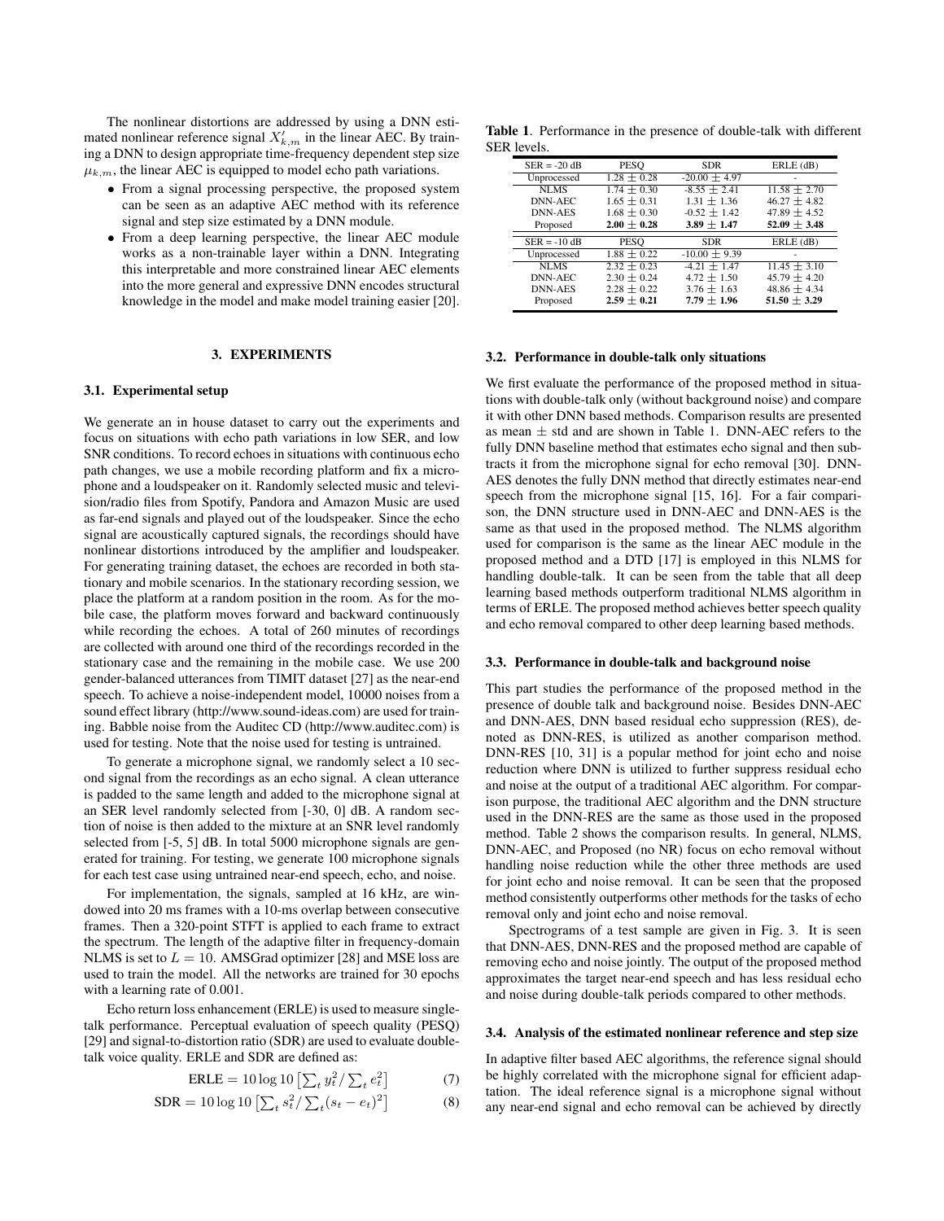The nonlinear distortions are addressed by using a DNN estimated nonlinear reference signal $X'_{k,m}$ in the linear AEC. By training a DNN to design appropriate time-frequency dependent step size $\mu_{k,m}$, the linear AEC is equipped to model echo path variations.

- From a signal processing perspective, the proposed system can be seen as an adaptive AEC method with its reference signal and step size estimated by a DNN module.
- From a deep learning perspective, the linear AEC module works as a non-trainable layer within a DNN. Integrating this interpretable and more constrained linear AEC elements into the more general and expressive DNN encodes structural knowledge in the model and make model training easier [20].

## 3. EXPERIMENTS

### 3.1. Experimental setup

We generate an in house dataset to carry out the experiments and focus on situations with echo path variations in low SER, and low SNR conditions. To record echoes in situations with continuous echo path changes, we use a mobile recording platform and fix a microphone and a loudspeaker on it. Randomly selected music and television/radio files from Spotify, Pandora and Amazon Music are used as far-end signals and played out of the loudspeaker. Since the echo signal are acoustically captured signals, the recordings should have nonlinear distortions introduced by the amplifier and loudspeaker. For generating training dataset, the echoes are recorded in both stationary and mobile scenarios. In the stationary recording session, we place the platform at a random position in the room. As for the mobile case, the platform moves forward and backward continuously while recording the echoes. A total of 260 minutes of recordings are collected with around one third of the recordings recorded in the stationary case and the remaining in the mobile case. We use 200 gender-balanced utterances from TIMIT dataset [27] as the near-end speech. To achieve a noise-independent model, 10000 noises from a sound effect library (http://www.sound-ideas.com) are used for training. Babble noise from the Auditec CD (http://www.auditec.com) is used for testing. Note that the noise used for testing is untrained.

To generate a microphone signal, we randomly select a 10 second signal from the recordings as an echo signal. A clean utterance is padded to the same length and added to the microphone signal at an SER level randomly selected from [-30, 0] dB. A random section of noise is then added to the mixture at an SNR level randomly selected from [-5, 5] dB. In total 5000 microphone signals are generated for training. For testing, we generate 100 microphone signals for each test case using untrained near-end speech, echo, and noise.

For implementation, the signals, sampled at 16 kHz, are windowed into 20 ms frames with a 10-ms overlap between consecutive frames. Then a 320-point STFT is applied to each frame to extract the spectrum. The length of the adaptive filter in frequency-domain NLMS is set to $L = 10$. AMSGrad optimizer [28] and MSE loss are used to train the model. All the networks are trained for 30 epochs with a learning rate of 0.001.

Echo return loss enhancement (ERLE) is used to measure single-talk performance. Perceptual evaluation of speech quality (PESQ) [29] and signal-to-distortion ratio (SDR) are used to evaluate double-talk voice quality. ERLE and SDR are defined as:

$$\text{ERLE} = 10 \log 10 \left[ \sum_t y_t^2 / \sum_t e_t^2 \right] \tag{7}$$

$$\text{SDR} = 10 \log 10 \left[ \sum_t s_t^2 / \sum_t (s_t - e_t)^2 \right] \tag{8}$$

**Table 1**. Performance in the presence of double-talk with different SER levels.

| SER = -20 dB | PESQ | SDR | ERLE (dB) |
|---|---|---|---|
| Unprocessed | 1.28 ± 0.28 | -20.00 ± 4.97 | - |
| NLMS | 1.74 ± 0.30 | -8.55 ± 2.41 | 11.58 ± 2.70 |
| DNN-AEC | 1.65 ± 0.31 | 1.31 ± 1.36 | 46.27 ± 4.82 |
| DNN-AES | 1.68 ± 0.30 | -0.52 ± 1.42 | 47.89 ± 4.52 |
| Proposed | **2.00 ± 0.28** | **3.89 ± 1.47** | **52.09 ± 3.48** |
| **SER = -10 dB** | **PESQ** | **SDR** | **ERLE (dB)** |
| Unprocessed | 1.88 ± 0.22 | -10.00 ± 9.39 | - |
| NLMS | 2.32 ± 0.23 | -4.21 ± 1.47 | 11.45 ± 3.10 |
| DNN-AEC | 2.30 ± 0.24 | 4.72 ± 1.50 | 45.79 ± 4.20 |
| DNN-AES | 2.28 ± 0.22 | 3.76 ± 1.63 | 48.86 ± 4.34 |
| Proposed | **2.59 ± 0.21** | **7.79 ± 1.96** | **51.50 ± 3.29** |

### 3.2. Performance in double-talk only situations

We first evaluate the performance of the proposed method in situations with double-talk only (without background noise) and compare it with other DNN based methods. Comparison results are presented as mean ± std and are shown in Table 1. DNN-AEC refers to the fully DNN baseline method that estimates echo signal and then subtracts it from the microphone signal for echo removal [30]. DNN-AES denotes the fully DNN method that directly estimates near-end speech from the microphone signal [15, 16]. For a fair comparison, the DNN structure used in DNN-AEC and DNN-AES is the same as that used in the proposed method. The NLMS algorithm used for comparison is the same as the linear AEC module in the proposed method and a DTD [17] is employed in this NLMS for handling double-talk. It can be seen from the table that all deep learning based methods outperform traditional NLMS algorithm in terms of ERLE. The proposed method achieves better speech quality and echo removal compared to other deep learning based methods.

### 3.3. Performance in double-talk and background noise

This part studies the performance of the proposed method in the presence of double talk and background noise. Besides DNN-AEC and DNN-AES, DNN based residual echo suppression (RES), denoted as DNN-RES, is utilized as another comparison method. DNN-RES [10, 31] is a popular method for joint echo and noise reduction where DNN is utilized to further suppress residual echo and noise at the output of a traditional AEC algorithm. For comparison purpose, the traditional AEC algorithm and the DNN structure used in the DNN-RES are the same as those used in the proposed method. Table 2 shows the comparison results. In general, NLMS, DNN-AEC, and Proposed (no NR) focus on echo removal without handling noise reduction while the other three methods are used for joint echo and noise removal. It can be seen that the proposed method consistently outperforms other methods for the tasks of echo removal only and joint echo and noise removal.

Spectrograms of a test sample are given in Fig. 3. It is seen that DNN-AES, DNN-RES and the proposed method are capable of removing echo and noise jointly. The output of the proposed method approximates the target near-end speech and has less residual echo and noise during double-talk periods compared to other methods.

### 3.4. Analysis of the estimated nonlinear reference and step size

In adaptive filter based AEC algorithms, the reference signal should be highly correlated with the microphone signal for efficient adaptation. The ideal reference signal is a microphone signal without any near-end signal and echo removal can be achieved by directly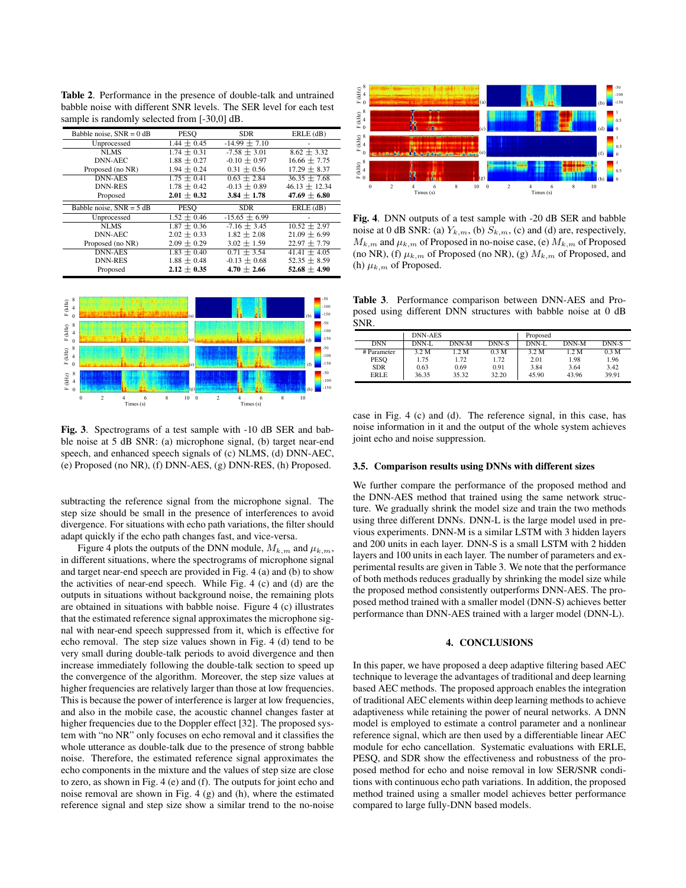**Table 2**. Performance in the presence of double-talk and untrained babble noise with different SNR levels. The SER level for each test sample is randomly selected from [-30,0] dB.

| Babble noise, SNR = 0 dB | PESQ | SDR | ERLE (dB) |
|---|---|---|---|
| Unprocessed | 1.44 ± 0.45 | -14.99 ± 7.10 | - |
| NLMS | 1.74 ± 0.31 | -7.58 ± 3.01 | 8.62 ± 3.32 |
| DNN-AEC | 1.88 ± 0.27 | -0.10 ± 0.97 | 16.66 ± 7.75 |
| Proposed (no NR) | 1.94 ± 0.24 | 0.31 ± 0.56 | 17.29 ± 8.37 |
| DNN-AES | 1.75 ± 0.41 | 0.63 ± 2.84 | 36.35 ± 7.68 |
| DNN-RES | 1.78 ± 0.42 | -0.13 ± 0.89 | 46.13 ± 12.34 |
| Proposed | **2.01 ± 0.32** | **3.84 ± 1.78** | **47.69 ± 6.80** |
| **Babble noise, SNR = 5 dB** | **PESQ** | **SDR** | **ERLE (dB)** |
| Unprocessed | 1.52 ± 0.46 | -15.65 ± 6.99 | - |
| NLMS | 1.87 ± 0.36 | -7.16 ± 3.45 | 10.52 ± 2.97 |
| DNN-AEC | 2.02 ± 0.33 | 1.82 ± 2.08 | 21.09 ± 6.99 |
| Proposed (no NR) | 2.09 ± 0.29 | 3.02 ± 1.59 | 22.97 ± 7.79 |
| DNN-AES | 1.83 ± 0.40 | 0.71 ± 3.54 | 41.41 ± 4.05 |
| DNN-RES | 1.88 ± 0.48 | -0.13 ± 0.68 | 52.35 ± 8.59 |
| Proposed | **2.12 ± 0.35** | **4.70 ± 2.66** | **52.68 ± 4.90** |

**Fig. 3**. Spectrograms of a test sample with -10 dB SER and babble noise at 5 dB SNR: (a) microphone signal, (b) target near-end speech, and enhanced speech signals of (c) NLMS, (d) DNN-AEC, (e) Proposed (no NR), (f) DNN-AES, (g) DNN-RES, (h) Proposed.

subtracting the reference signal from the microphone signal. The step size should be small in the presence of interferences to avoid divergence. For situations with echo path variations, the filter should adapt quickly if the echo path changes fast, and vice-versa.

Figure 4 plots the outputs of the DNN module, $M_{k,m}$ and $\mu_{k,m}$, in different situations, where the spectrograms of microphone signal and target near-end speech are provided in Fig. 4 (a) and (b) to show the activities of near-end speech. While Fig. 4 (c) and (d) are the outputs in situations without background noise, the remaining plots are obtained in situations with babble noise. Figure 4 (c) illustrates that the estimated reference signal approximates the microphone signal with near-end speech suppressed from it, which is effective for echo removal. The step size values shown in Fig. 4 (d) tend to be very small during double-talk periods to avoid divergence and then increase immediately following the double-talk section to speed up the convergence of the algorithm. Moreover, the step size values at higher frequencies are relatively larger than those at low frequencies. This is because the power of interference is larger at low frequencies, and also in the mobile case, the acoustic channel changes faster at higher frequencies due to the Doppler effect [32]. The proposed system with "no NR" only focuses on echo removal and it classifies the whole utterance as double-talk due to the presence of strong babble noise. Therefore, the estimated reference signal approximates the echo components in the mixture and the values of step size are close to zero, as shown in Fig. 4 (e) and (f). The outputs for joint echo and noise removal are shown in Fig. 4 (g) and (h), where the estimated reference signal and step size show a similar trend to the no-noise case in Fig. 4 (c) and (d). The reference signal, in this case, has noise information in it and the output of the whole system achieves joint echo and noise suppression.

**Fig. 4**. DNN outputs of a test sample with -20 dB SER and babble noise at 0 dB SNR: (a) $Y_{k,m}$, (b) $S_{k,m}$, (c) and (d) are, respectively, $M_{k,m}$ and $\mu_{k,m}$ of Proposed in no-noise case, (e) $M_{k,m}$ of Proposed (no NR), (f) $\mu_{k,m}$ of Proposed (no NR), (g) $M_{k,m}$ of Proposed, and (h) $\mu_{k,m}$ of Proposed.

**Table 3**. Performance comparison between DNN-AES and Proposed using different DNN structures with babble noise at 0 dB SNR.

| | DNN-AES | | | Proposed | | |
|---|---|---|---|---|---|---|
| DNN | DNN-L | DNN-M | DNN-S | DNN-L | DNN-M | DNN-S |
| # Parameter | 3.2 M | 1.2 M | 0.3 M | 3.2 M | 1.2 M | 0.3 M |
| PESQ | 1.75 | 1.72 | 1.72 | 2.01 | 1.98 | 1.96 |
| SDR | 0.63 | 0.69 | 0.91 | 3.84 | 3.64 | 3.42 |
| ERLE | 36.35 | 35.32 | 32.20 | 45.90 | 43.96 | 39.91 |

### 3.5. Comparison results using DNNs with different sizes

We further compare the performance of the proposed method and the DNN-AES method that trained using the same network structure. We gradually shrink the model size and train the two methods using three different DNNs. DNN-L is the large model used in previous experiments. DNN-M is a similar LSTM with 3 hidden layers and 200 units in each layer. DNN-S is a small LSTM with 2 hidden layers and 100 units in each layer. The number of parameters and experimental results are given in Table 3. We note that the performance of both methods reduces gradually by shrinking the model size while the proposed method consistently outperforms DNN-AES. The proposed method trained with a smaller model (DNN-S) achieves better performance than DNN-AES trained with a larger model (DNN-L).

## 4. CONCLUSIONS

In this paper, we have proposed a deep adaptive filtering based AEC technique to leverage the advantages of traditional and deep learning based AEC methods. The proposed approach enables the integration of traditional AEC elements within deep learning methods to achieve adaptiveness while retaining the power of neural networks. A DNN model is employed to estimate a control parameter and a nonlinear reference signal, which are then used by a differentiable linear AEC module for echo cancellation. Systematic evaluations with ERLE, PESQ, and SDR show the effectiveness and robustness of the proposed method for echo and noise removal in low SER/SNR conditions with continuous echo path variations. In addition, the proposed method trained using a smaller model achieves better performance compared to large fully-DNN based models.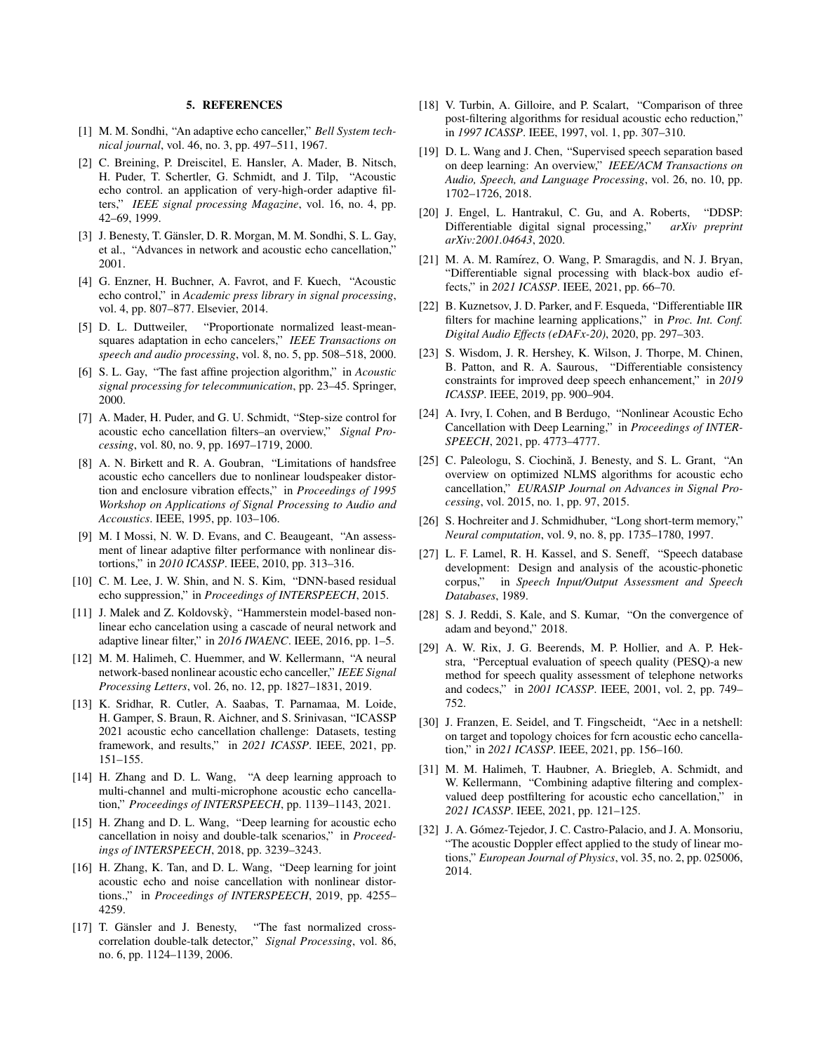## 5. REFERENCES

[1] M. M. Sondhi, "An adaptive echo canceller," *Bell System technical journal*, vol. 46, no. 3, pp. 497–511, 1967.

[2] C. Breining, P. Dreiscitel, E. Hansler, A. Mader, B. Nitsch, H. Puder, T. Schertler, G. Schmidt, and J. Tilp, "Acoustic echo control. an application of very-high-order adaptive filters," *IEEE signal processing Magazine*, vol. 16, no. 4, pp. 42–69, 1999.

[3] J. Benesty, T. Gänsler, D. R. Morgan, M. M. Sondhi, S. L. Gay, et al., "Advances in network and acoustic echo cancellation," 2001.

[4] G. Enzner, H. Buchner, A. Favrot, and F. Kuech, "Acoustic echo control," in *Academic press library in signal processing*, vol. 4, pp. 807–877. Elsevier, 2014.

[5] D. L. Duttweiler, "Proportionate normalized least-mean-squares adaptation in echo cancelers," *IEEE Transactions on speech and audio processing*, vol. 8, no. 5, pp. 508–518, 2000.

[6] S. L. Gay, "The fast affine projection algorithm," in *Acoustic signal processing for telecommunication*, pp. 23–45. Springer, 2000.

[7] A. Mader, H. Puder, and G. U. Schmidt, "Step-size control for acoustic echo cancellation filters–an overview," *Signal Processing*, vol. 80, no. 9, pp. 1697–1719, 2000.

[8] A. N. Birkett and R. A. Goubran, "Limitations of handsfree acoustic echo cancellers due to nonlinear loudspeaker distortion and enclosure vibration effects," in *Proceedings of 1995 Workshop on Applications of Signal Processing to Audio and Accoustics*. IEEE, 1995, pp. 103–106.

[9] M. I Mossi, N. W. D. Evans, and C. Beaugeant, "An assessment of linear adaptive filter performance with nonlinear distortions," in *2010 ICASSP*. IEEE, 2010, pp. 313–316.

[10] C. M. Lee, J. W. Shin, and N. S. Kim, "DNN-based residual echo suppression," in *Proceedings of INTERSPEECH*, 2015.

[11] J. Malek and Z. Koldovskỳ, "Hammerstein model-based nonlinear echo cancelation using a cascade of neural network and adaptive linear filter," in *2016 IWAENC*. IEEE, 2016, pp. 1–5.

[12] M. M. Halimeh, C. Huemmer, and W. Kellermann, "A neural network-based nonlinear acoustic echo canceller," *IEEE Signal Processing Letters*, vol. 26, no. 12, pp. 1827–1831, 2019.

[13] K. Sridhar, R. Cutler, A. Saabas, T. Parnamaa, M. Loide, H. Gamper, S. Braun, R. Aichner, and S. Srinivasan, "ICASSP 2021 acoustic echo cancellation challenge: Datasets, testing framework, and results," in *2021 ICASSP*. IEEE, 2021, pp. 151–155.

[14] H. Zhang and D. L. Wang, "A deep learning approach to multi-channel and multi-microphone acoustic echo cancellation," *Proceedings of INTERSPEECH*, pp. 1139–1143, 2021.

[15] H. Zhang and D. L. Wang, "Deep learning for acoustic echo cancellation in noisy and double-talk scenarios," in *Proceedings of INTERSPEECH*, 2018, pp. 3239–3243.

[16] H. Zhang, K. Tan, and D. L. Wang, "Deep learning for joint acoustic echo and noise cancellation with nonlinear distortions.," in *Proceedings of INTERSPEECH*, 2019, pp. 4255–4259.

[17] T. Gänsler and J. Benesty, "The fast normalized cross-correlation double-talk detector," *Signal Processing*, vol. 86, no. 6, pp. 1124–1139, 2006.

[18] V. Turbin, A. Gilloire, and P. Scalart, "Comparison of three post-filtering algorithms for residual acoustic echo reduction," in *1997 ICASSP*. IEEE, 1997, vol. 1, pp. 307–310.

[19] D. L. Wang and J. Chen, "Supervised speech separation based on deep learning: An overview," *IEEE/ACM Transactions on Audio, Speech, and Language Processing*, vol. 26, no. 10, pp. 1702–1726, 2018.

[20] J. Engel, L. Hantrakul, C. Gu, and A. Roberts, "DDSP: Differentiable digital signal processing," *arXiv preprint arXiv:2001.04643*, 2020.

[21] M. A. M. Ramírez, O. Wang, P. Smaragdis, and N. J. Bryan, "Differentiable signal processing with black-box audio effects," in *2021 ICASSP*. IEEE, 2021, pp. 66–70.

[22] B. Kuznetsov, J. D. Parker, and F. Esqueda, "Differentiable IIR filters for machine learning applications," in *Proc. Int. Conf. Digital Audio Effects (eDAFx-20)*, 2020, pp. 297–303.

[23] S. Wisdom, J. R. Hershey, K. Wilson, J. Thorpe, M. Chinen, B. Patton, and R. A. Saurous, "Differentiable consistency constraints for improved deep speech enhancement," in *2019 ICASSP*. IEEE, 2019, pp. 900–904.

[24] A. Ivry, I. Cohen, and B Berdugo, "Nonlinear Acoustic Echo Cancellation with Deep Learning," in *Proceedings of INTERSPEECH*, 2021, pp. 4773–4777.

[25] C. Paleologu, S. Ciochină, J. Benesty, and S. L. Grant, "An overview on optimized NLMS algorithms for acoustic echo cancellation," *EURASIP Journal on Advances in Signal Processing*, vol. 2015, no. 1, pp. 97, 2015.

[26] S. Hochreiter and J. Schmidhuber, "Long short-term memory," *Neural computation*, vol. 9, no. 8, pp. 1735–1780, 1997.

[27] L. F. Lamel, R. H. Kassel, and S. Seneff, "Speech database development: Design and analysis of the acoustic-phonetic corpus," in *Speech Input/Output Assessment and Speech Databases*, 1989.

[28] S. J. Reddi, S. Kale, and S. Kumar, "On the convergence of adam and beyond," 2018.

[29] A. W. Rix, J. G. Beerends, M. P. Hollier, and A. P. Hekstra, "Perceptual evaluation of speech quality (PESQ)-a new method for speech quality assessment of telephone networks and codecs," in *2001 ICASSP*. IEEE, 2001, vol. 2, pp. 749–752.

[30] J. Franzen, E. Seidel, and T. Fingscheidt, "Aec in a netshell: on target and topology choices for fcrn acoustic echo cancellation," in *2021 ICASSP*. IEEE, 2021, pp. 156–160.

[31] M. M. Halimeh, T. Haubner, A. Briegleb, A. Schmidt, and W. Kellermann, "Combining adaptive filtering and complex-valued deep postfiltering for acoustic echo cancellation," in *2021 ICASSP*. IEEE, 2021, pp. 121–125.

[32] J. A. Gómez-Tejedor, J. C. Castro-Palacio, and J. A. Monsoriu, "The acoustic Doppler effect applied to the study of linear motions," *European Journal of Physics*, vol. 35, no. 2, pp. 025006, 2014.